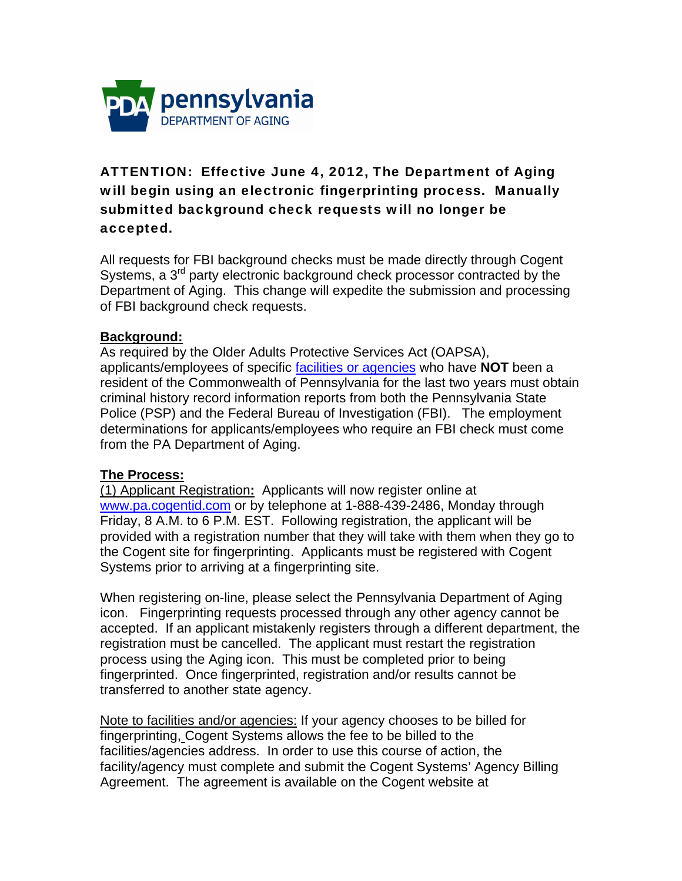pennsylvania
DEPARTMENT OF AGING

**ATTENTION: Effective June 4, 2012, The Department of Aging will begin using an electronic fingerprinting process. Manually submitted background check requests will no longer be accepted.**

All requests for FBI background checks must be made directly through Cogent Systems, a 3rd party electronic background check processor contracted by the Department of Aging. This change will expedite the submission and processing of FBI background check requests.

**Background:**

As required by the Older Adults Protective Services Act (OAPSA), applicants/employees of specific facilities or agencies who have **NOT** been a resident of the Commonwealth of Pennsylvania for the last two years must obtain criminal history record information reports from both the Pennsylvania State Police (PSP) and the Federal Bureau of Investigation (FBI). The employment determinations for applicants/employees who require an FBI check must come from the PA Department of Aging.

**The Process:**

(1) Applicant Registration**:** Applicants will now register online at www.pa.cogentid.com or by telephone at 1-888-439-2486, Monday through Friday, 8 A.M. to 6 P.M. EST. Following registration, the applicant will be provided with a registration number that they will take with them when they go to the Cogent site for fingerprinting. Applicants must be registered with Cogent Systems prior to arriving at a fingerprinting site.

When registering on-line, please select the Pennsylvania Department of Aging icon. Fingerprinting requests processed through any other agency cannot be accepted. If an applicant mistakenly registers through a different department, the registration must be cancelled. The applicant must restart the registration process using the Aging icon. This must be completed prior to being fingerprinted. Once fingerprinted, registration and/or results cannot be transferred to another state agency.

Note to facilities and/or agencies: If your agency chooses to be billed for fingerprinting, Cogent Systems allows the fee to be billed to the facilities/agencies address. In order to use this course of action, the facility/agency must complete and submit the Cogent Systems' Agency Billing Agreement. The agreement is available on the Cogent website at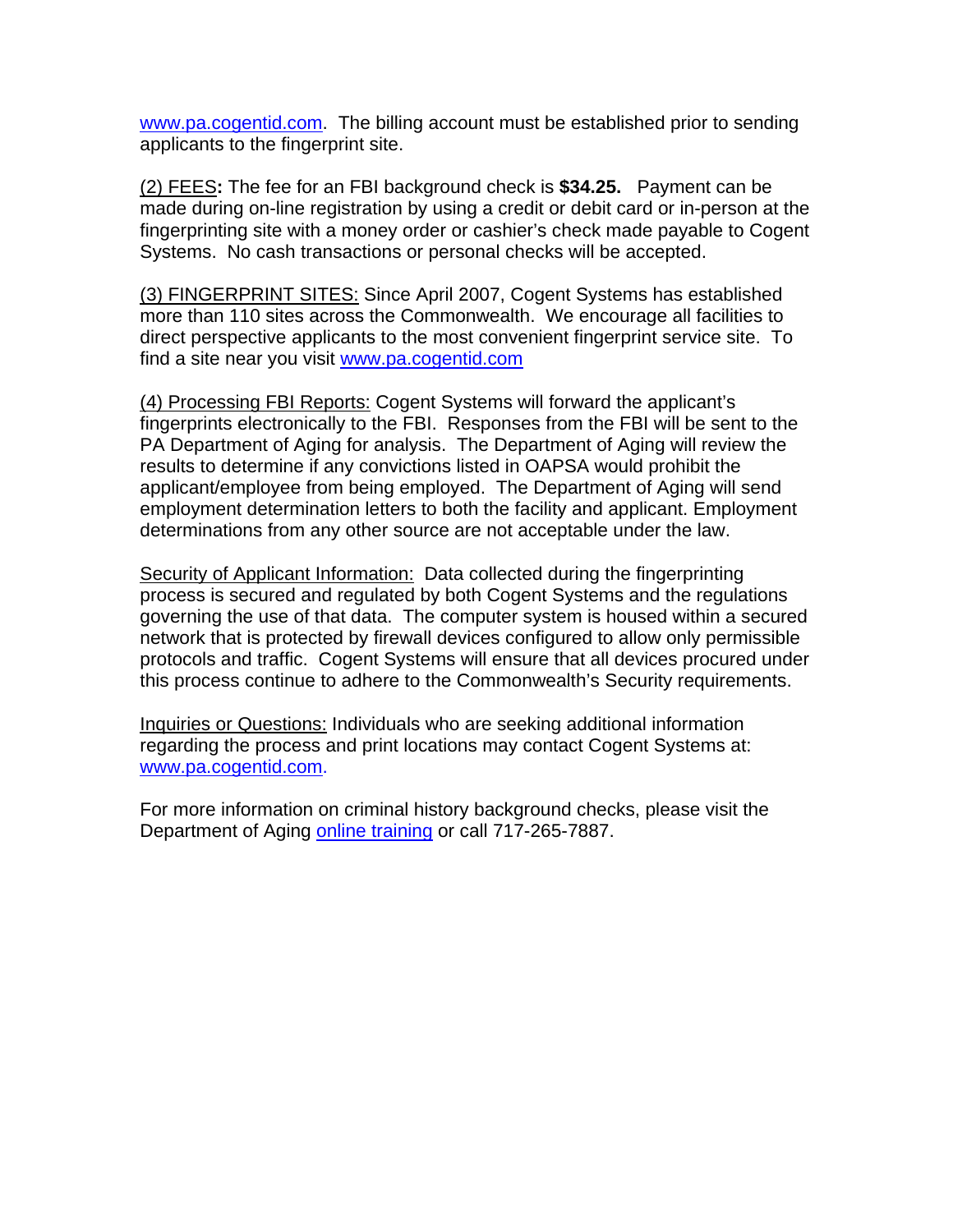www.pa.cogentid.com. The billing account must be established prior to sending applicants to the fingerprint site.

(2) FEES**:** The fee for an FBI background check is **$34.25.** Payment can be made during on-line registration by using a credit or debit card or in-person at the fingerprinting site with a money order or cashier's check made payable to Cogent Systems. No cash transactions or personal checks will be accepted.

(3) FINGERPRINT SITES: Since April 2007, Cogent Systems has established more than 110 sites across the Commonwealth. We encourage all facilities to direct perspective applicants to the most convenient fingerprint service site. To find a site near you visit www.pa.cogentid.com

(4) Processing FBI Reports: Cogent Systems will forward the applicant's fingerprints electronically to the FBI. Responses from the FBI will be sent to the PA Department of Aging for analysis. The Department of Aging will review the results to determine if any convictions listed in OAPSA would prohibit the applicant/employee from being employed. The Department of Aging will send employment determination letters to both the facility and applicant. Employment determinations from any other source are not acceptable under the law.

Security of Applicant Information: Data collected during the fingerprinting process is secured and regulated by both Cogent Systems and the regulations governing the use of that data. The computer system is housed within a secured network that is protected by firewall devices configured to allow only permissible protocols and traffic. Cogent Systems will ensure that all devices procured under this process continue to adhere to the Commonwealth's Security requirements.

Inquiries or Questions: Individuals who are seeking additional information regarding the process and print locations may contact Cogent Systems at: www.pa.cogentid.com.

For more information on criminal history background checks, please visit the Department of Aging online training or call 717-265-7887.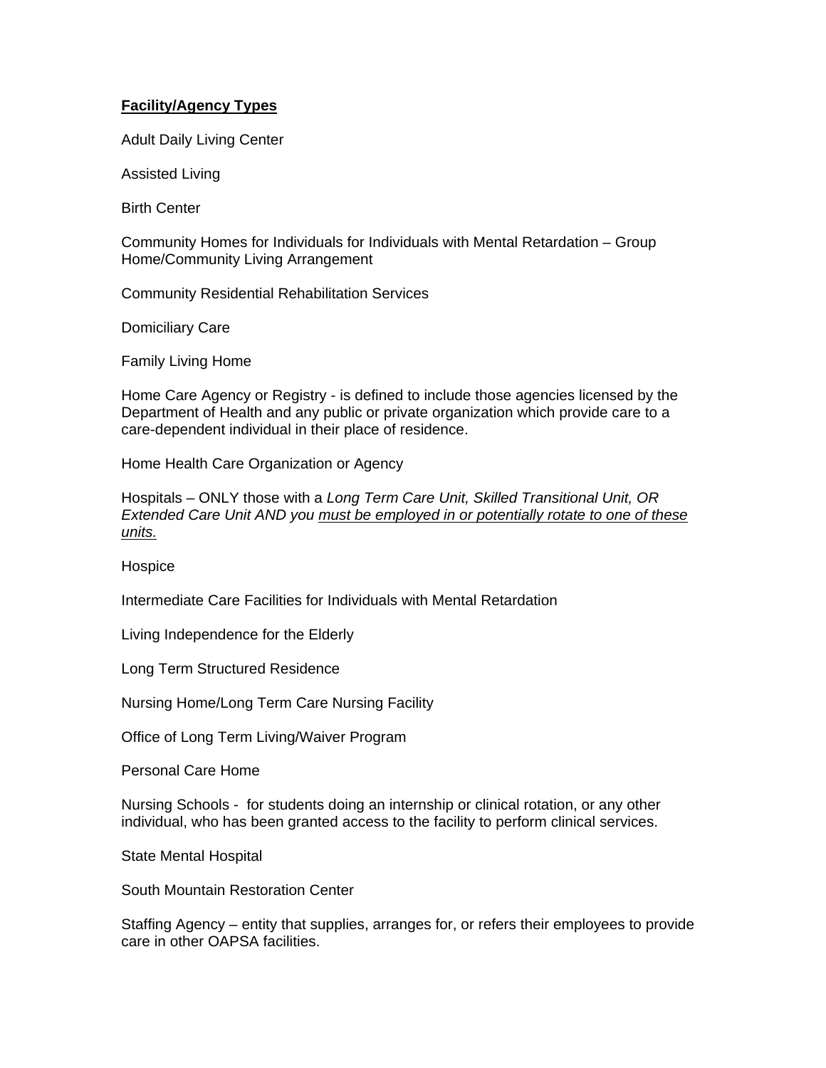**Facility/Agency Types**

Adult Daily Living Center

Assisted Living

Birth Center

Community Homes for Individuals for Individuals with Mental Retardation – Group Home/Community Living Arrangement

Community Residential Rehabilitation Services

Domiciliary Care

Family Living Home

Home Care Agency or Registry - is defined to include those agencies licensed by the Department of Health and any public or private organization which provide care to a care-dependent individual in their place of residence.

Home Health Care Organization or Agency

Hospitals – ONLY those with a *Long Term Care Unit, Skilled Transitional Unit, OR Extended Care Unit AND you* *<u>must be employed in or potentially rotate to one of these units.</u>*

Hospice

Intermediate Care Facilities for Individuals with Mental Retardation

Living Independence for the Elderly

Long Term Structured Residence

Nursing Home/Long Term Care Nursing Facility

Office of Long Term Living/Waiver Program

Personal Care Home

Nursing Schools - for students doing an internship or clinical rotation, or any other individual, who has been granted access to the facility to perform clinical services.

State Mental Hospital

South Mountain Restoration Center

Staffing Agency – entity that supplies, arranges for, or refers their employees to provide care in other OAPSA facilities.